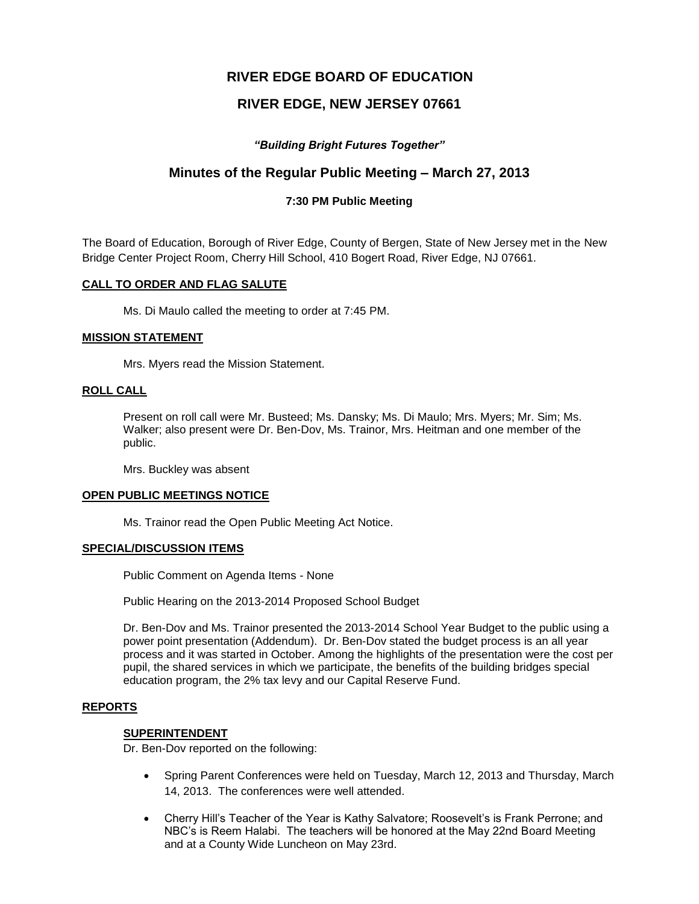# RIVER EDGE BOARD OF EDUCATION

## RIVER EDGE, NEW JERSEY 07661

***"Building Bright Futures Together"***

## Minutes of the Regular Public Meeting – March 27, 2013

**7:30 PM Public Meeting**

The Board of Education, Borough of River Edge, County of Bergen, State of New Jersey met in the New Bridge Center Project Room, Cherry Hill School, 410 Bogert Road, River Edge, NJ 07661.

### CALL TO ORDER AND FLAG SALUTE

Ms. Di Maulo called the meeting to order at 7:45 PM.

### MISSION STATEMENT

Mrs. Myers read the Mission Statement.

### ROLL CALL

Present on roll call were Mr. Busteed; Ms. Dansky; Ms. Di Maulo; Mrs. Myers; Mr. Sim; Ms. Walker; also present were Dr. Ben-Dov, Ms. Trainor, Mrs. Heitman and one member of the public.

Mrs. Buckley was absent

### OPEN PUBLIC MEETINGS NOTICE

Ms. Trainor read the Open Public Meeting Act Notice.

### SPECIAL/DISCUSSION ITEMS

Public Comment on Agenda Items - None

Public Hearing on the 2013-2014 Proposed School Budget

Dr. Ben-Dov and Ms. Trainor presented the 2013-2014 School Year Budget to the public using a power point presentation (Addendum). Dr. Ben-Dov stated the budget process is an all year process and it was started in October. Among the highlights of the presentation were the cost per pupil, the shared services in which we participate, the benefits of the building bridges special education program, the 2% tax levy and our Capital Reserve Fund.

### REPORTS

#### SUPERINTENDENT

Dr. Ben-Dov reported on the following:

- Spring Parent Conferences were held on Tuesday, March 12, 2013 and Thursday, March 14, 2013. The conferences were well attended.
- Cherry Hill's Teacher of the Year is Kathy Salvatore; Roosevelt's is Frank Perrone; and NBC's is Reem Halabi. The teachers will be honored at the May 22nd Board Meeting and at a County Wide Luncheon on May 23rd.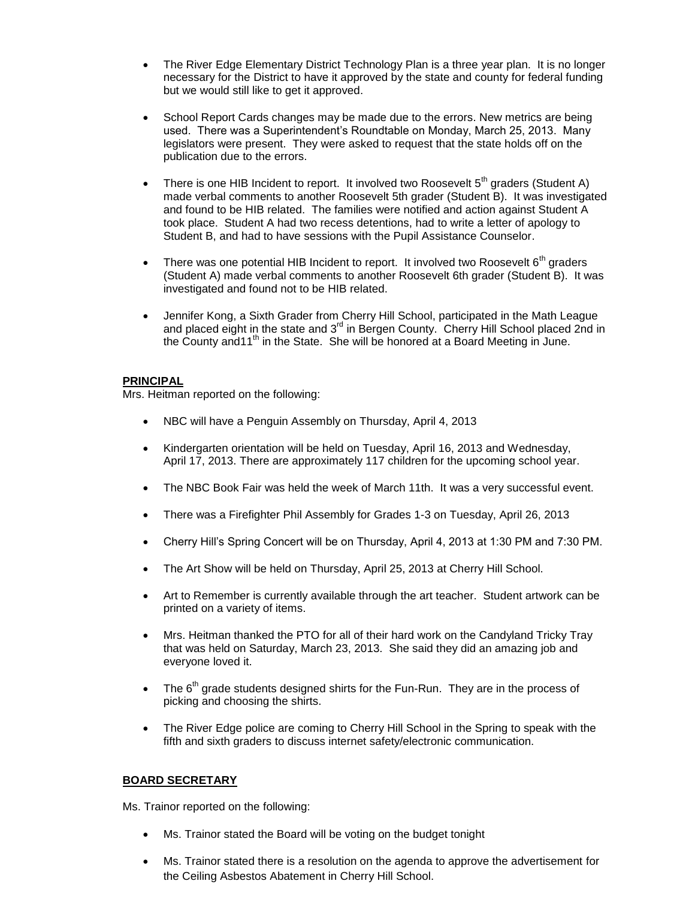- The River Edge Elementary District Technology Plan is a three year plan. It is no longer necessary for the District to have it approved by the state and county for federal funding but we would still like to get it approved.

- School Report Cards changes may be made due to the errors. New metrics are being used. There was a Superintendent's Roundtable on Monday, March 25, 2013. Many legislators were present. They were asked to request that the state holds off on the publication due to the errors.

- There is one HIB Incident to report. It involved two Roosevelt 5th graders (Student A) made verbal comments to another Roosevelt 5th grader (Student B). It was investigated and found to be HIB related. The families were notified and action against Student A took place. Student A had two recess detentions, had to write a letter of apology to Student B, and had to have sessions with the Pupil Assistance Counselor.

- There was one potential HIB Incident to report. It involved two Roosevelt 6th graders (Student A) made verbal comments to another Roosevelt 6th grader (Student B). It was investigated and found not to be HIB related.

- Jennifer Kong, a Sixth Grader from Cherry Hill School, participated in the Math League and placed eight in the state and 3rd in Bergen County. Cherry Hill School placed 2nd in the County and11th in the State. She will be honored at a Board Meeting in June.

**PRINCIPAL**

Mrs. Heitman reported on the following:

- NBC will have a Penguin Assembly on Thursday, April 4, 2013

- Kindergarten orientation will be held on Tuesday, April 16, 2013 and Wednesday, April 17, 2013. There are approximately 117 children for the upcoming school year.

- The NBC Book Fair was held the week of March 11th. It was a very successful event.

- There was a Firefighter Phil Assembly for Grades 1-3 on Tuesday, April 26, 2013

- Cherry Hill's Spring Concert will be on Thursday, April 4, 2013 at 1:30 PM and 7:30 PM.

- The Art Show will be held on Thursday, April 25, 2013 at Cherry Hill School.

- Art to Remember is currently available through the art teacher. Student artwork can be printed on a variety of items.

- Mrs. Heitman thanked the PTO for all of their hard work on the Candyland Tricky Tray that was held on Saturday, March 23, 2013. She said they did an amazing job and everyone loved it.

- The 6th grade students designed shirts for the Fun-Run. They are in the process of picking and choosing the shirts.

- The River Edge police are coming to Cherry Hill School in the Spring to speak with the fifth and sixth graders to discuss internet safety/electronic communication.

**BOARD SECRETARY**

Ms. Trainor reported on the following:

- Ms. Trainor stated the Board will be voting on the budget tonight

- Ms. Trainor stated there is a resolution on the agenda to approve the advertisement for the Ceiling Asbestos Abatement in Cherry Hill School.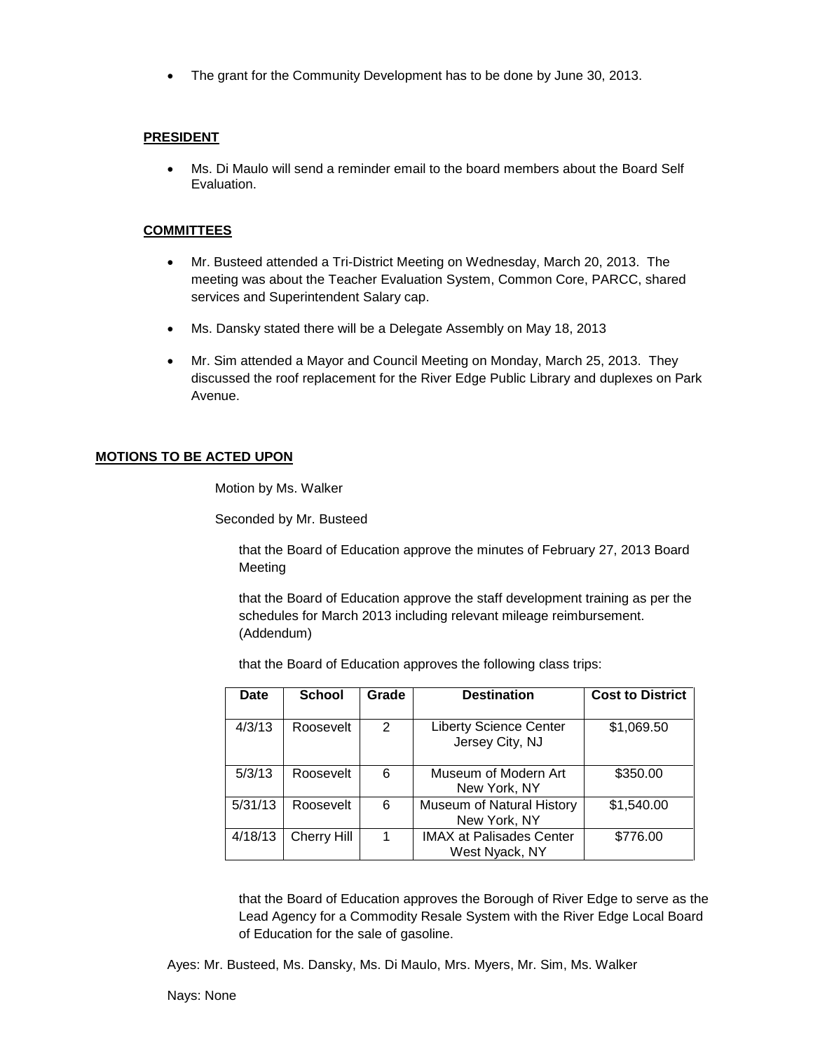- The grant for the Community Development has to be done by June 30, 2013.

**PRESIDENT**

- Ms. Di Maulo will send a reminder email to the board members about the Board Self Evaluation.

**COMMITTEES**

- Mr. Busteed attended a Tri-District Meeting on Wednesday, March 20, 2013. The meeting was about the Teacher Evaluation System, Common Core, PARCC, shared services and Superintendent Salary cap.
- Ms. Dansky stated there will be a Delegate Assembly on May 18, 2013
- Mr. Sim attended a Mayor and Council Meeting on Monday, March 25, 2013. They discussed the roof replacement for the River Edge Public Library and duplexes on Park Avenue.

**MOTIONS TO BE ACTED UPON**

Motion by Ms. Walker

Seconded by Mr. Busteed

that the Board of Education approve the minutes of February 27, 2013 Board Meeting

that the Board of Education approve the staff development training as per the schedules for March 2013 including relevant mileage reimbursement. (Addendum)

that the Board of Education approves the following class trips:

| Date | School | Grade | Destination | Cost to District |
|---|---|---|---|---|
| 4/3/13 | Roosevelt | 2 | Liberty Science Center Jersey City, NJ | $1,069.50 |
| 5/3/13 | Roosevelt | 6 | Museum of Modern Art New York, NY | $350.00 |
| 5/31/13 | Roosevelt | 6 | Museum of Natural History New York, NY | $1,540.00 |
| 4/18/13 | Cherry Hill | 1 | IMAX at Palisades Center West Nyack, NY | $776.00 |

that the Board of Education approves the Borough of River Edge to serve as the Lead Agency for a Commodity Resale System with the River Edge Local Board of Education for the sale of gasoline.

Ayes: Mr. Busteed, Ms. Dansky, Ms. Di Maulo, Mrs. Myers, Mr. Sim, Ms. Walker

Nays: None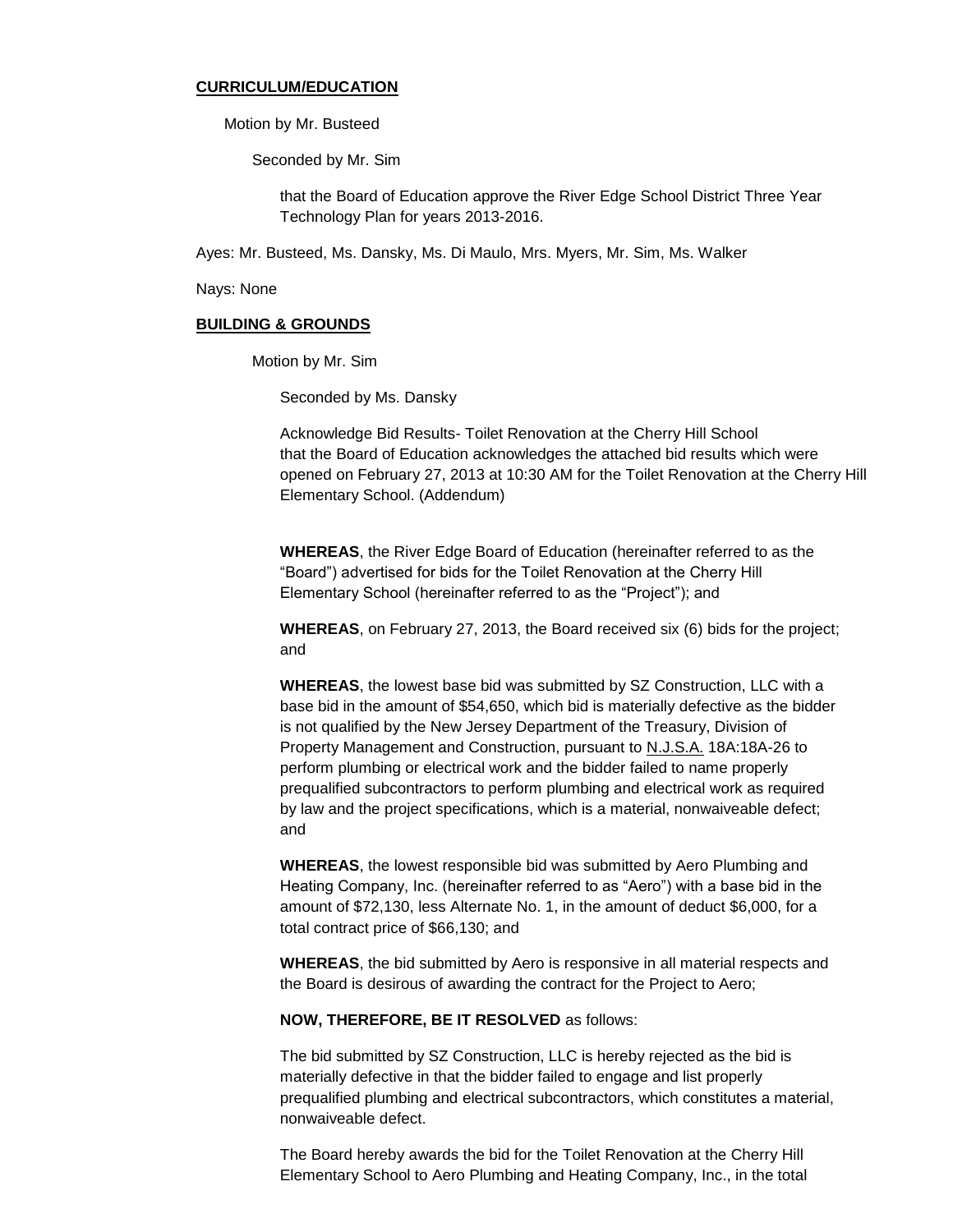**CURRICULUM/EDUCATION**

Motion by Mr. Busteed

Seconded by Mr. Sim

that the Board of Education approve the River Edge School District Three Year Technology Plan for years 2013-2016.

Ayes: Mr. Busteed, Ms. Dansky, Ms. Di Maulo, Mrs. Myers, Mr. Sim, Ms. Walker

Nays: None

**BUILDING & GROUNDS**

Motion by Mr. Sim

Seconded by Ms. Dansky

Acknowledge Bid Results- Toilet Renovation at the Cherry Hill School
that the Board of Education acknowledges the attached bid results which were opened on February 27, 2013 at 10:30 AM for the Toilet Renovation at the Cherry Hill Elementary School. (Addendum)

**WHEREAS**, the River Edge Board of Education (hereinafter referred to as the "Board") advertised for bids for the Toilet Renovation at the Cherry Hill Elementary School (hereinafter referred to as the "Project"); and

**WHEREAS**, on February 27, 2013, the Board received six (6) bids for the project; and

**WHEREAS**, the lowest base bid was submitted by SZ Construction, LLC with a base bid in the amount of $54,650, which bid is materially defective as the bidder is not qualified by the New Jersey Department of the Treasury, Division of Property Management and Construction, pursuant to N.J.S.A. 18A:18A-26 to perform plumbing or electrical work and the bidder failed to name properly prequalified subcontractors to perform plumbing and electrical work as required by law and the project specifications, which is a material, nonwaiveable defect; and

**WHEREAS**, the lowest responsible bid was submitted by Aero Plumbing and Heating Company, Inc. (hereinafter referred to as "Aero") with a base bid in the amount of $72,130, less Alternate No. 1, in the amount of deduct $6,000, for a total contract price of $66,130; and

**WHEREAS**, the bid submitted by Aero is responsive in all material respects and the Board is desirous of awarding the contract for the Project to Aero;

**NOW, THEREFORE, BE IT RESOLVED** as follows:

The bid submitted by SZ Construction, LLC is hereby rejected as the bid is materially defective in that the bidder failed to engage and list properly prequalified plumbing and electrical subcontractors, which constitutes a material, nonwaiveable defect.

The Board hereby awards the bid for the Toilet Renovation at the Cherry Hill Elementary School to Aero Plumbing and Heating Company, Inc., in the total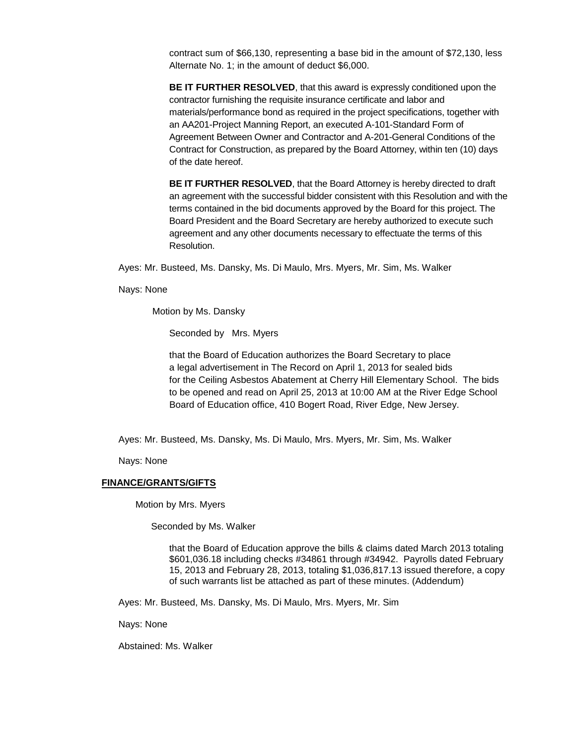contract sum of $66,130, representing a base bid in the amount of $72,130, less Alternate No. 1; in the amount of deduct $6,000.

**BE IT FURTHER RESOLVED**, that this award is expressly conditioned upon the contractor furnishing the requisite insurance certificate and labor and materials/performance bond as required in the project specifications, together with an AA201-Project Manning Report, an executed A-101-Standard Form of Agreement Between Owner and Contractor and A-201-General Conditions of the Contract for Construction, as prepared by the Board Attorney, within ten (10) days of the date hereof.

**BE IT FURTHER RESOLVED**, that the Board Attorney is hereby directed to draft an agreement with the successful bidder consistent with this Resolution and with the terms contained in the bid documents approved by the Board for this project. The Board President and the Board Secretary are hereby authorized to execute such agreement and any other documents necessary to effectuate the terms of this Resolution.

Ayes: Mr. Busteed, Ms. Dansky, Ms. Di Maulo, Mrs. Myers, Mr. Sim, Ms. Walker

Nays: None

Motion by Ms. Dansky

Seconded by Mrs. Myers

that the Board of Education authorizes the Board Secretary to place a legal advertisement in The Record on April 1, 2013 for sealed bids for the Ceiling Asbestos Abatement at Cherry Hill Elementary School. The bids to be opened and read on April 25, 2013 at 10:00 AM at the River Edge School Board of Education office, 410 Bogert Road, River Edge, New Jersey.

Ayes: Mr. Busteed, Ms. Dansky, Ms. Di Maulo, Mrs. Myers, Mr. Sim, Ms. Walker

Nays: None

**FINANCE/GRANTS/GIFTS**

Motion by Mrs. Myers

Seconded by Ms. Walker

that the Board of Education approve the bills & claims dated March 2013 totaling $601,036.18 including checks #34861 through #34942. Payrolls dated February 15, 2013 and February 28, 2013, totaling $1,036,817.13 issued therefore, a copy of such warrants list be attached as part of these minutes. (Addendum)

Ayes: Mr. Busteed, Ms. Dansky, Ms. Di Maulo, Mrs. Myers, Mr. Sim

Nays: None

Abstained: Ms. Walker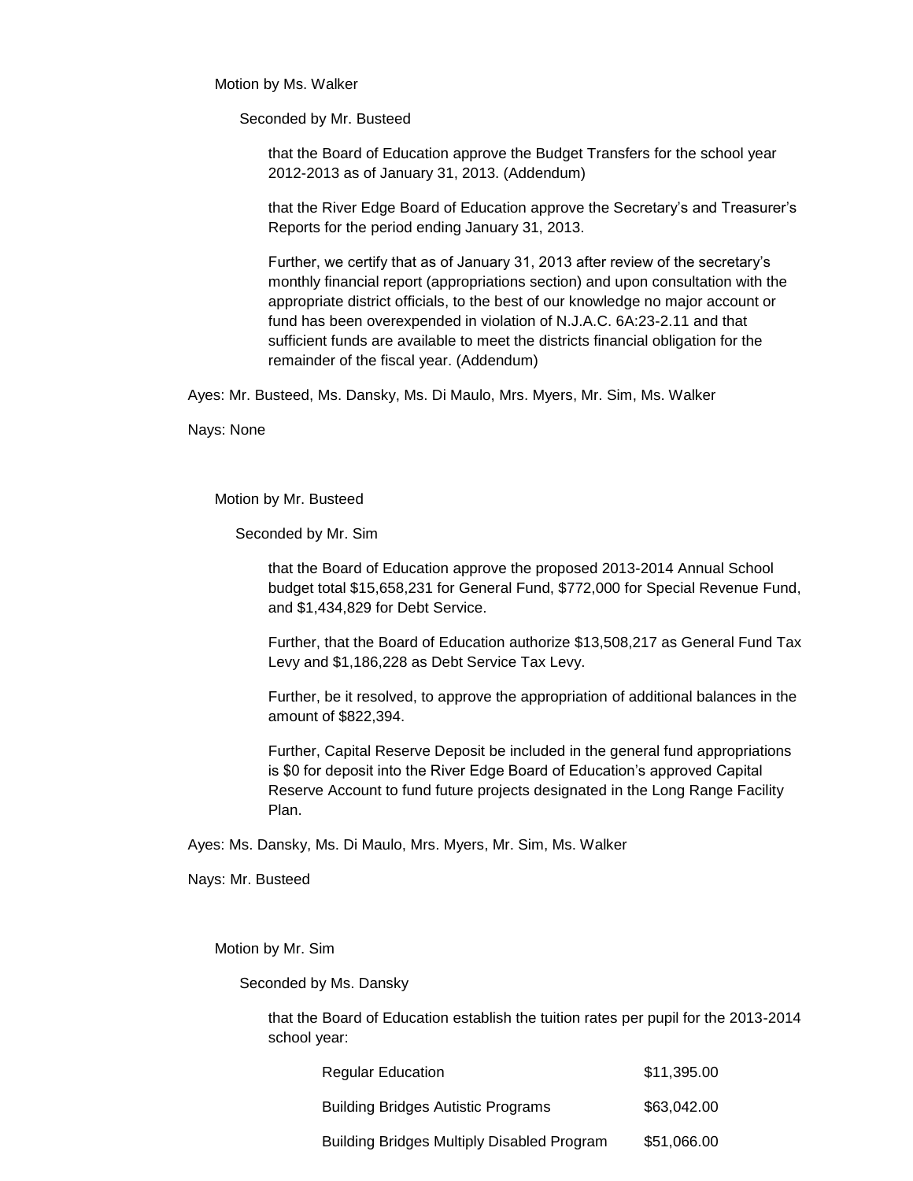Motion by Ms. Walker

Seconded by Mr. Busteed

that the Board of Education approve the Budget Transfers for the school year 2012-2013 as of January 31, 2013. (Addendum)

that the River Edge Board of Education approve the Secretary's and Treasurer's Reports for the period ending January 31, 2013.

Further, we certify that as of January 31, 2013 after review of the secretary's monthly financial report (appropriations section) and upon consultation with the appropriate district officials, to the best of our knowledge no major account or fund has been overexpended in violation of N.J.A.C. 6A:23-2.11 and that sufficient funds are available to meet the districts financial obligation for the remainder of the fiscal year. (Addendum)

Ayes: Mr. Busteed, Ms. Dansky, Ms. Di Maulo, Mrs. Myers, Mr. Sim, Ms. Walker

Nays: None

Motion by Mr. Busteed

Seconded by Mr. Sim

that the Board of Education approve the proposed 2013-2014 Annual School budget total $15,658,231 for General Fund, $772,000 for Special Revenue Fund, and $1,434,829 for Debt Service.

Further, that the Board of Education authorize $13,508,217 as General Fund Tax Levy and $1,186,228 as Debt Service Tax Levy.

Further, be it resolved, to approve the appropriation of additional balances in the amount of $822,394.

Further, Capital Reserve Deposit be included in the general fund appropriations is $0 for deposit into the River Edge Board of Education's approved Capital Reserve Account to fund future projects designated in the Long Range Facility Plan.

Ayes: Ms. Dansky, Ms. Di Maulo, Mrs. Myers, Mr. Sim, Ms. Walker

Nays: Mr. Busteed

Motion by Mr. Sim

Seconded by Ms. Dansky

that the Board of Education establish the tuition rates per pupil for the 2013-2014 school year:

| | |
|---|---|
| Regular Education | $11,395.00 |
| Building Bridges Autistic Programs | $63,042.00 |
| Building Bridges Multiply Disabled Program | $51,066.00 |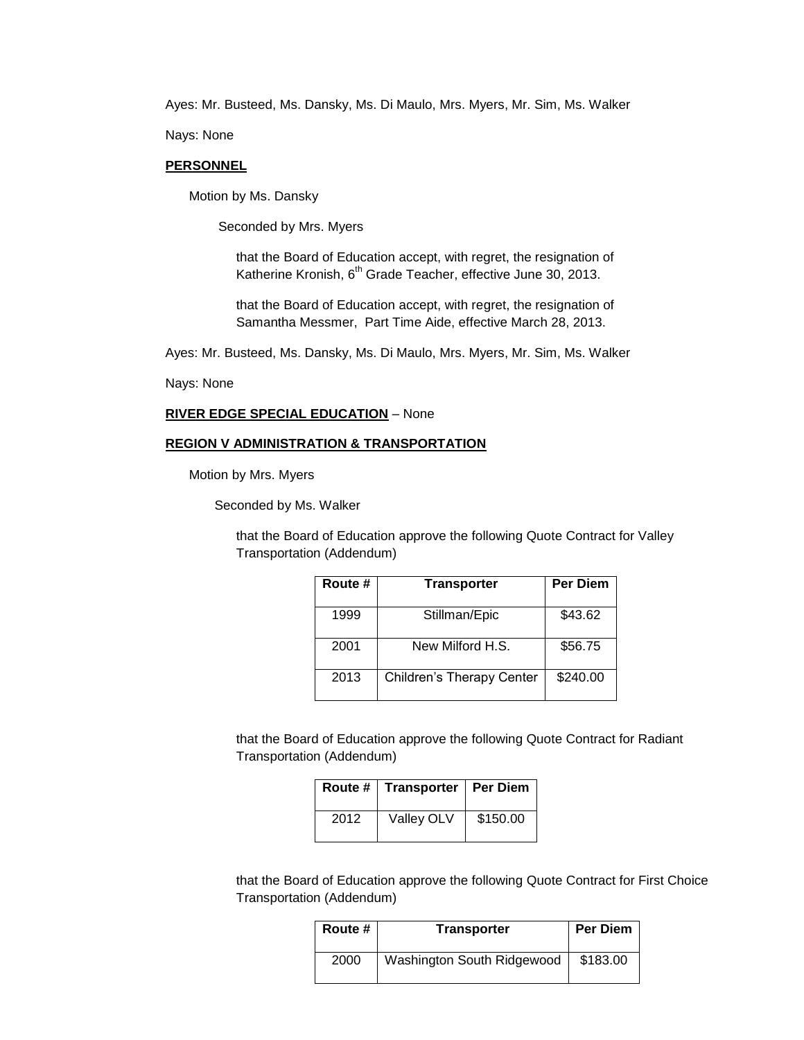Ayes: Mr. Busteed, Ms. Dansky, Ms. Di Maulo, Mrs. Myers, Mr. Sim, Ms. Walker

Nays: None

**PERSONNEL**

Motion by Ms. Dansky

Seconded by Mrs. Myers

that the Board of Education accept, with regret, the resignation of Katherine Kronish, 6th Grade Teacher, effective June 30, 2013.

that the Board of Education accept, with regret, the resignation of Samantha Messmer, Part Time Aide, effective March 28, 2013.

Ayes: Mr. Busteed, Ms. Dansky, Ms. Di Maulo, Mrs. Myers, Mr. Sim, Ms. Walker

Nays: None

**RIVER EDGE SPECIAL EDUCATION** – None

**REGION V ADMINISTRATION & TRANSPORTATION**

Motion by Mrs. Myers

Seconded by Ms. Walker

that the Board of Education approve the following Quote Contract for Valley Transportation (Addendum)

| Route # | Transporter | Per Diem |
|---|---|---|
| 1999 | Stillman/Epic | $43.62 |
| 2001 | New Milford H.S. | $56.75 |
| 2013 | Children's Therapy Center | $240.00 |

that the Board of Education approve the following Quote Contract for Radiant Transportation (Addendum)

| Route # | Transporter | Per Diem |
|---|---|---|
| 2012 | Valley OLV | $150.00 |

that the Board of Education approve the following Quote Contract for First Choice Transportation (Addendum)

| Route # | Transporter | Per Diem |
|---|---|---|
| 2000 | Washington South Ridgewood | $183.00 |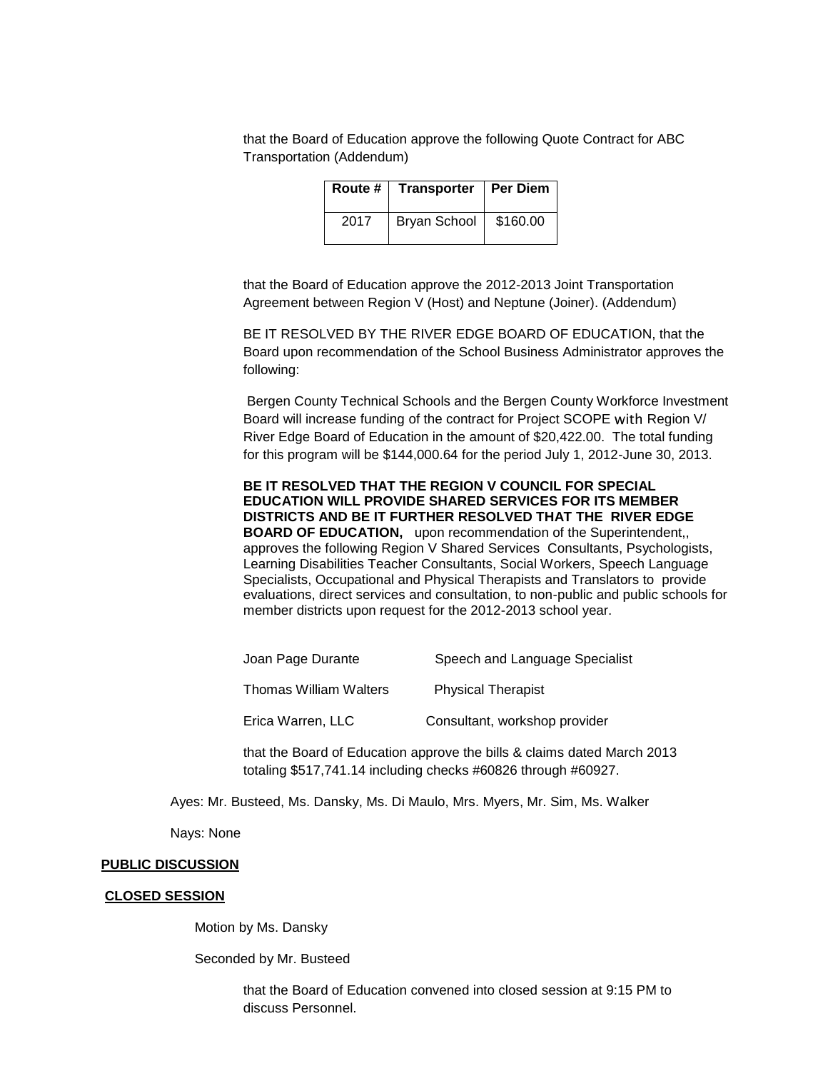that the Board of Education approve the following Quote Contract for ABC Transportation (Addendum)

| Route # | Transporter | Per Diem |
|---|---|---|
| 2017 | Bryan School | $160.00 |

that the Board of Education approve the 2012-2013 Joint Transportation Agreement between Region V (Host) and Neptune (Joiner). (Addendum)

BE IT RESOLVED BY THE RIVER EDGE BOARD OF EDUCATION, that the Board upon recommendation of the School Business Administrator approves the following:

Bergen County Technical Schools and the Bergen County Workforce Investment Board will increase funding of the contract for Project SCOPE with Region V/ River Edge Board of Education in the amount of $20,422.00. The total funding for this program will be $144,000.64 for the period July 1, 2012-June 30, 2013.

**BE IT RESOLVED THAT THE REGION V COUNCIL FOR SPECIAL EDUCATION WILL PROVIDE SHARED SERVICES FOR ITS MEMBER DISTRICTS AND BE IT FURTHER RESOLVED THAT THE RIVER EDGE BOARD OF EDUCATION,** upon recommendation of the Superintendent,, approves the following Region V Shared Services Consultants, Psychologists, Learning Disabilities Teacher Consultants, Social Workers, Speech Language Specialists, Occupational and Physical Therapists and Translators to provide evaluations, direct services and consultation, to non-public and public schools for member districts upon request for the 2012-2013 school year.

| | |
|---|---|
| Joan Page Durante | Speech and Language Specialist |
| Thomas William Walters | Physical Therapist |
| Erica Warren, LLC | Consultant, workshop provider |

that the Board of Education approve the bills & claims dated March 2013 totaling $517,741.14 including checks #60826 through #60927.

Ayes: Mr. Busteed, Ms. Dansky, Ms. Di Maulo, Mrs. Myers, Mr. Sim, Ms. Walker

Nays: None

**PUBLIC DISCUSSION**

**CLOSED SESSION**

Motion by Ms. Dansky

Seconded by Mr. Busteed

that the Board of Education convened into closed session at 9:15 PM to discuss Personnel.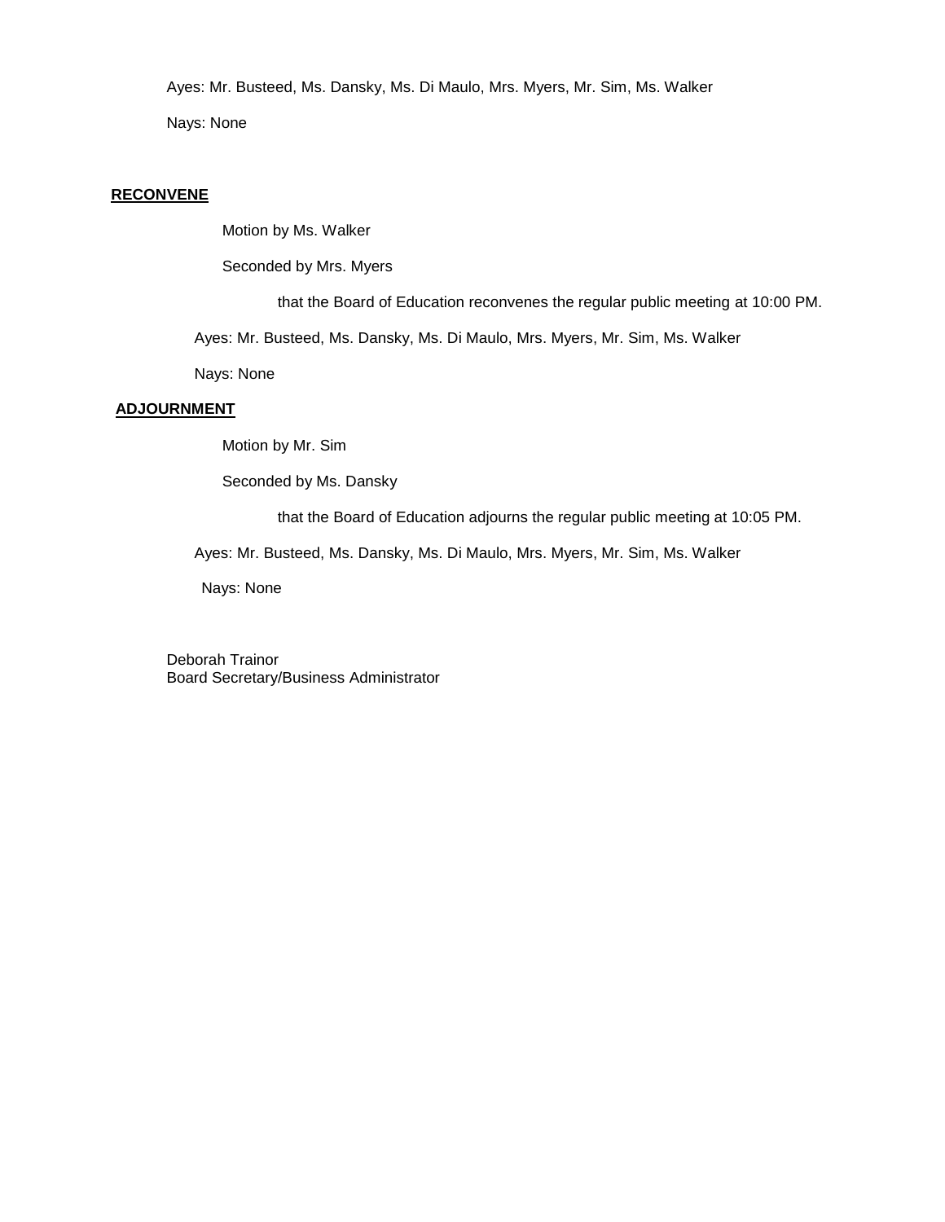Ayes: Mr. Busteed, Ms. Dansky, Ms. Di Maulo, Mrs. Myers, Mr. Sim, Ms. Walker

Nays: None

**RECONVENE**

Motion by Ms. Walker

Seconded by Mrs. Myers

that the Board of Education reconvenes the regular public meeting at 10:00 PM.

Ayes: Mr. Busteed, Ms. Dansky, Ms. Di Maulo, Mrs. Myers, Mr. Sim, Ms. Walker

Nays: None

**ADJOURNMENT**

Motion by Mr. Sim

Seconded by Ms. Dansky

that the Board of Education adjourns the regular public meeting at 10:05 PM.

Ayes: Mr. Busteed, Ms. Dansky, Ms. Di Maulo, Mrs. Myers, Mr. Sim, Ms. Walker

Nays: None

Deborah Trainor
Board Secretary/Business Administrator